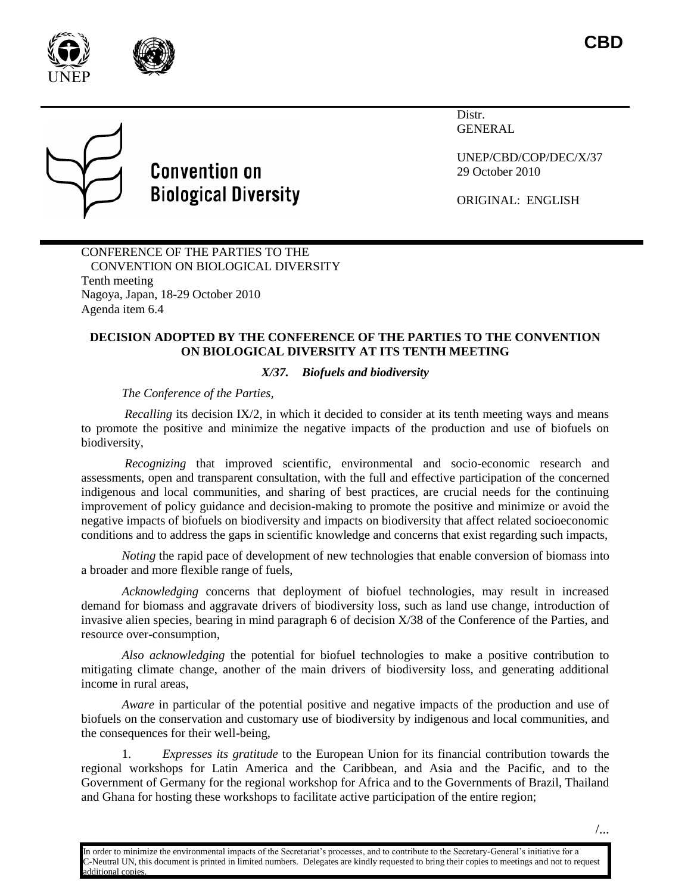CBD

Distr.
GENERAL

UNEP/CBD/COP/DEC/X/37
29 October 2010

ORIGINAL: ENGLISH

Convention on Biological Diversity

CONFERENCE OF THE PARTIES TO THE CONVENTION ON BIOLOGICAL DIVERSITY
Tenth meeting
Nagoya, Japan, 18-29 October 2010
Agenda item 6.4

**DECISION ADOPTED BY THE CONFERENCE OF THE PARTIES TO THE CONVENTION ON BIOLOGICAL DIVERSITY AT ITS TENTH MEETING**

***X/37. Biofuels and biodiversity***

*The Conference of the Parties,*

*Recalling* its decision IX/2, in which it decided to consider at its tenth meeting ways and means to promote the positive and minimize the negative impacts of the production and use of biofuels on biodiversity,

*Recognizing* that improved scientific, environmental and socio-economic research and assessments, open and transparent consultation, with the full and effective participation of the concerned indigenous and local communities, and sharing of best practices, are crucial needs for the continuing improvement of policy guidance and decision-making to promote the positive and minimize or avoid the negative impacts of biofuels on biodiversity and impacts on biodiversity that affect related socioeconomic conditions and to address the gaps in scientific knowledge and concerns that exist regarding such impacts,

*Noting* the rapid pace of development of new technologies that enable conversion of biomass into a broader and more flexible range of fuels,

*Acknowledging* concerns that deployment of biofuel technologies, may result in increased demand for biomass and aggravate drivers of biodiversity loss, such as land use change, introduction of invasive alien species, bearing in mind paragraph 6 of decision X/38 of the Conference of the Parties, and resource over-consumption,

*Also acknowledging* the potential for biofuel technologies to make a positive contribution to mitigating climate change, another of the main drivers of biodiversity loss, and generating additional income in rural areas,

*Aware* in particular of the potential positive and negative impacts of the production and use of biofuels on the conservation and customary use of biodiversity by indigenous and local communities, and the consequences for their well-being,

1. *Expresses its gratitude* to the European Union for its financial contribution towards the regional workshops for Latin America and the Caribbean, and Asia and the Pacific, and to the Government of Germany for the regional workshop for Africa and to the Governments of Brazil, Thailand and Ghana for hosting these workshops to facilitate active participation of the entire region;

/...

In order to minimize the environmental impacts of the Secretariat's processes, and to contribute to the Secretary-General's initiative for a C-Neutral UN, this document is printed in limited numbers. Delegates are kindly requested to bring their copies to meetings and not to request additional copies.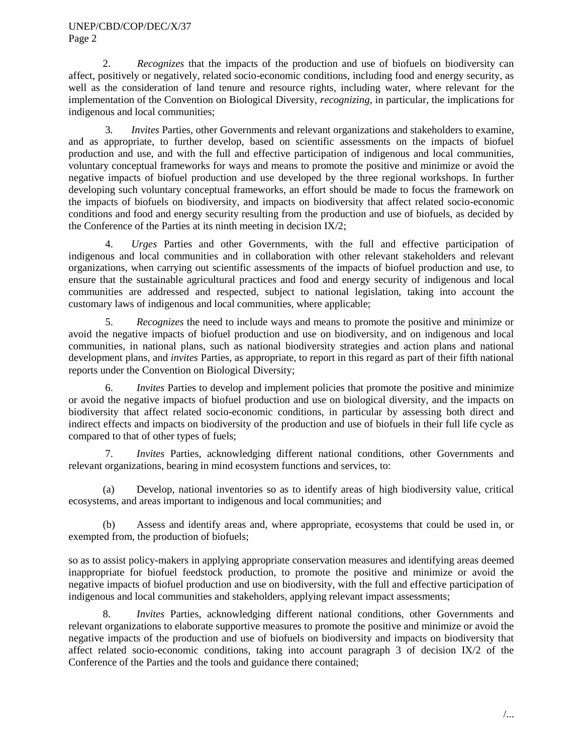2. *Recognizes* that the impacts of the production and use of biofuels on biodiversity can affect, positively or negatively, related socio-economic conditions, including food and energy security, as well as the consideration of land tenure and resource rights, including water, where relevant for the implementation of the Convention on Biological Diversity, *recognizing,* in particular, the implications for indigenous and local communities;

3. *Invites* Parties, other Governments and relevant organizations and stakeholders to examine, and as appropriate, to further develop, based on scientific assessments on the impacts of biofuel production and use, and with the full and effective participation of indigenous and local communities, voluntary conceptual frameworks for ways and means to promote the positive and minimize or avoid the negative impacts of biofuel production and use developed by the three regional workshops. In further developing such voluntary conceptual frameworks, an effort should be made to focus the framework on the impacts of biofuels on biodiversity, and impacts on biodiversity that affect related socio-economic conditions and food and energy security resulting from the production and use of biofuels, as decided by the Conference of the Parties at its ninth meeting in decision IX/2;

4. *Urges* Parties and other Governments, with the full and effective participation of indigenous and local communities and in collaboration with other relevant stakeholders and relevant organizations, when carrying out scientific assessments of the impacts of biofuel production and use, to ensure that the sustainable agricultural practices and food and energy security of indigenous and local communities are addressed and respected, subject to national legislation, taking into account the customary laws of indigenous and local communities, where applicable;

5. *Recognizes* the need to include ways and means to promote the positive and minimize or avoid the negative impacts of biofuel production and use on biodiversity, and on indigenous and local communities, in national plans, such as national biodiversity strategies and action plans and national development plans, and *invites* Parties, as appropriate, to report in this regard as part of their fifth national reports under the Convention on Biological Diversity;

6. *Invites* Parties to develop and implement policies that promote the positive and minimize or avoid the negative impacts of biofuel production and use on biological diversity, and the impacts on biodiversity that affect related socio-economic conditions, in particular by assessing both direct and indirect effects and impacts on biodiversity of the production and use of biofuels in their full life cycle as compared to that of other types of fuels;

7. *Invites* Parties, acknowledging different national conditions, other Governments and relevant organizations, bearing in mind ecosystem functions and services, to:

(a) Develop, national inventories so as to identify areas of high biodiversity value, critical ecosystems, and areas important to indigenous and local communities; and

(b) Assess and identify areas and, where appropriate, ecosystems that could be used in, or exempted from, the production of biofuels;

so as to assist policy-makers in applying appropriate conservation measures and identifying areas deemed inappropriate for biofuel feedstock production, to promote the positive and minimize or avoid the negative impacts of biofuel production and use on biodiversity, with the full and effective participation of indigenous and local communities and stakeholders, applying relevant impact assessments;

8. *Invites* Parties, acknowledging different national conditions, other Governments and relevant organizations to elaborate supportive measures to promote the positive and minimize or avoid the negative impacts of the production and use of biofuels on biodiversity and impacts on biodiversity that affect related socio-economic conditions, taking into account paragraph 3 of decision IX/2 of the Conference of the Parties and the tools and guidance there contained;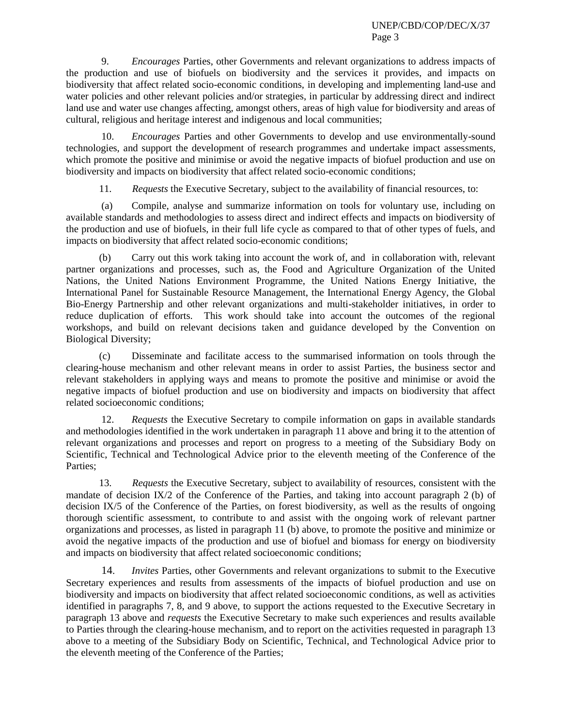9. *Encourages* Parties, other Governments and relevant organizations to address impacts of the production and use of biofuels on biodiversity and the services it provides, and impacts on biodiversity that affect related socio-economic conditions, in developing and implementing land-use and water policies and other relevant policies and/or strategies, in particular by addressing direct and indirect land use and water use changes affecting, amongst others, areas of high value for biodiversity and areas of cultural, religious and heritage interest and indigenous and local communities;

10. *Encourages* Parties and other Governments to develop and use environmentally-sound technologies, and support the development of research programmes and undertake impact assessments, which promote the positive and minimise or avoid the negative impacts of biofuel production and use on biodiversity and impacts on biodiversity that affect related socio-economic conditions;

11. *Requests* the Executive Secretary, subject to the availability of financial resources, to:

(a) Compile, analyse and summarize information on tools for voluntary use, including on available standards and methodologies to assess direct and indirect effects and impacts on biodiversity of the production and use of biofuels, in their full life cycle as compared to that of other types of fuels, and impacts on biodiversity that affect related socio-economic conditions;

(b) Carry out this work taking into account the work of, and in collaboration with, relevant partner organizations and processes, such as, the Food and Agriculture Organization of the United Nations, the United Nations Environment Programme, the United Nations Energy Initiative, the International Panel for Sustainable Resource Management, the International Energy Agency, the Global Bio-Energy Partnership and other relevant organizations and multi-stakeholder initiatives, in order to reduce duplication of efforts. This work should take into account the outcomes of the regional workshops, and build on relevant decisions taken and guidance developed by the Convention on Biological Diversity;

(c) Disseminate and facilitate access to the summarised information on tools through the clearing-house mechanism and other relevant means in order to assist Parties, the business sector and relevant stakeholders in applying ways and means to promote the positive and minimise or avoid the negative impacts of biofuel production and use on biodiversity and impacts on biodiversity that affect related socioeconomic conditions;

12. *Requests* the Executive Secretary to compile information on gaps in available standards and methodologies identified in the work undertaken in paragraph 11 above and bring it to the attention of relevant organizations and processes and report on progress to a meeting of the Subsidiary Body on Scientific, Technical and Technological Advice prior to the eleventh meeting of the Conference of the Parties;

13. *Requests* the Executive Secretary, subject to availability of resources, consistent with the mandate of decision IX/2 of the Conference of the Parties, and taking into account paragraph 2 (b) of decision IX/5 of the Conference of the Parties, on forest biodiversity, as well as the results of ongoing thorough scientific assessment, to contribute to and assist with the ongoing work of relevant partner organizations and processes, as listed in paragraph 11 (b) above, to promote the positive and minimize or avoid the negative impacts of the production and use of biofuel and biomass for energy on biodiversity and impacts on biodiversity that affect related socioeconomic conditions;

14. *Invites* Parties, other Governments and relevant organizations to submit to the Executive Secretary experiences and results from assessments of the impacts of biofuel production and use on biodiversity and impacts on biodiversity that affect related socioeconomic conditions, as well as activities identified in paragraphs 7, 8, and 9 above, to support the actions requested to the Executive Secretary in paragraph 13 above and *requests* the Executive Secretary to make such experiences and results available to Parties through the clearing-house mechanism, and to report on the activities requested in paragraph 13 above to a meeting of the Subsidiary Body on Scientific, Technical, and Technological Advice prior to the eleventh meeting of the Conference of the Parties;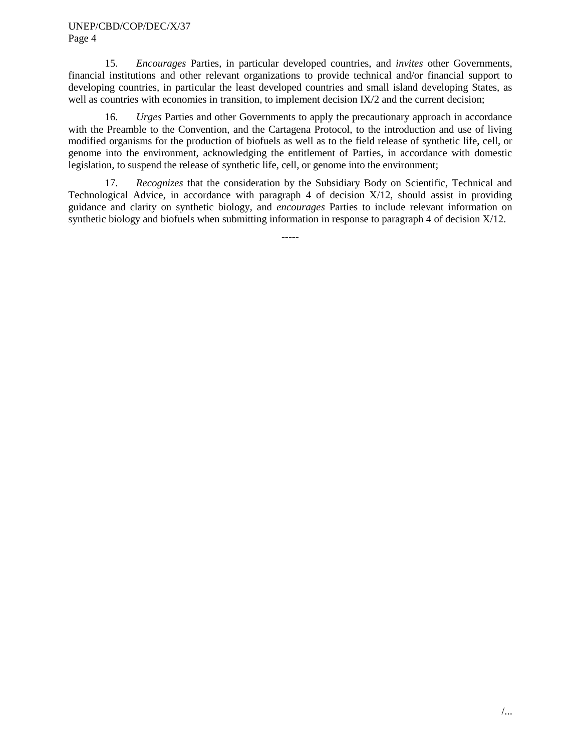15. *Encourages* Parties, in particular developed countries, and *invites* other Governments, financial institutions and other relevant organizations to provide technical and/or financial support to developing countries, in particular the least developed countries and small island developing States, as well as countries with economies in transition, to implement decision IX/2 and the current decision;

16. *Urges* Parties and other Governments to apply the precautionary approach in accordance with the Preamble to the Convention, and the Cartagena Protocol, to the introduction and use of living modified organisms for the production of biofuels as well as to the field release of synthetic life, cell, or genome into the environment, acknowledging the entitlement of Parties, in accordance with domestic legislation, to suspend the release of synthetic life, cell, or genome into the environment;

17. *Recognizes* that the consideration by the Subsidiary Body on Scientific, Technical and Technological Advice, in accordance with paragraph 4 of decision X/12, should assist in providing guidance and clarity on synthetic biology, and *encourages* Parties to include relevant information on synthetic biology and biofuels when submitting information in response to paragraph 4 of decision X/12.

-----